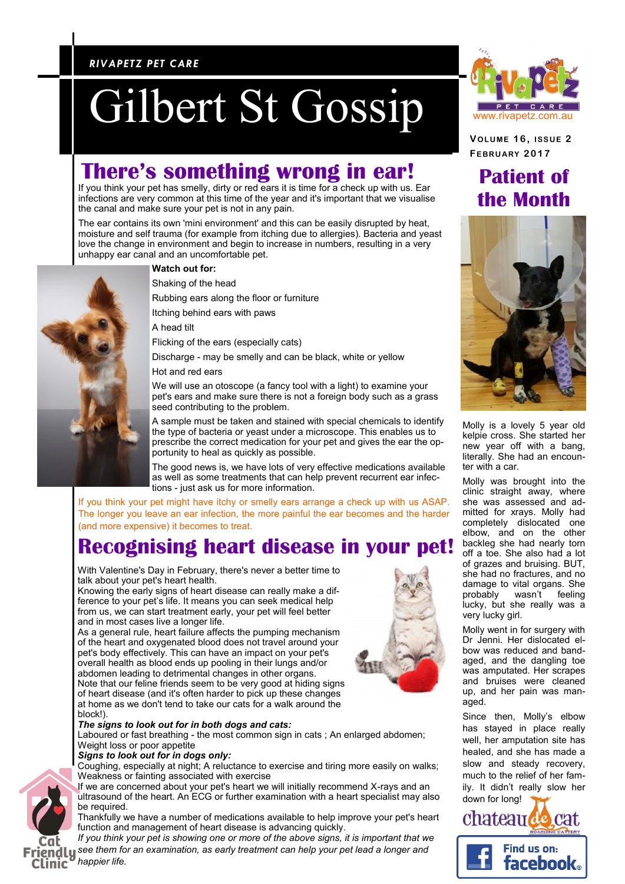RIVAPETZ PET CARE

# Gilbert St Gossip

www.rivapetz.com.au

Volume 16, Issue 2
February 2017

## There's something wrong in ear!

If you think your pet has smelly, dirty or red ears it is time for a check up with us. Ear infections are very common at this time of the year and it's important that we visualise the canal and make sure your pet is not in any pain.

The ear contains its own 'mini environment' and this can be easily disrupted by heat, moisture and self trauma (for example from itching due to allergies). Bacteria and yeast love the change in environment and begin to increase in numbers, resulting in a very unhappy ear canal and an uncomfortable pet.

**Watch out for:**

- Shaking of the head
- Rubbing ears along the floor or furniture
- Itching behind ears with paws
- A head tilt
- Flicking of the ears (especially cats)
- Discharge - may be smelly and can be black, white or yellow
- Hot and red ears

We will use an otoscope (a fancy tool with a light) to examine your pet's ears and make sure there is not a foreign body such as a grass seed contributing to the problem.

A sample must be taken and stained with special chemicals to identify the type of bacteria or yeast under a microscope. This enables us to prescribe the correct medication for your pet and gives the ear the opportunity to heal as quickly as possible.

The good news is, we have lots of very effective medications available as well as some treatments that can help prevent recurrent ear infections - just ask us for more information.

If you think your pet might have itchy or smelly ears arrange a check up with us ASAP. The longer you leave an ear infection, the more painful the ear becomes and the harder (and more expensive) it becomes to treat.

## Recognising heart disease in your pet!

With Valentine's Day in February, there's never a better time to talk about your pet's heart health.

Knowing the early signs of heart disease can really make a difference to your pet's life. It means you can seek medical help from us, we can start treatment early, your pet will feel better and in most cases live a longer life.

As a general rule, heart failure affects the pumping mechanism of the heart and oxygenated blood does not travel around your pet's body effectively. This can have an impact on your pet's overall health as blood ends up pooling in their lungs and/or abdomen leading to detrimental changes in other organs.

Note that our feline friends seem to be very good at hiding signs of heart disease (and it's often harder to pick up these changes at home as we don't tend to take our cats for a walk around the block!).

***The signs to look out for in both dogs and cats:***

Laboured or fast breathing - the most common sign in cats ; An enlarged abdomen; Weight loss or poor appetite

***Signs to look out for in dogs only:***

Coughing, especially at night; A reluctance to exercise and tiring more easily on walks; Weakness or fainting associated with exercise

If we are concerned about your pet's heart we will initially recommend X-rays and an ultrasound of the heart. An ECG or further examination with a heart specialist may also be required.

Thankfully we have a number of medications available to help improve your pet's heart function and management of heart disease is advancing quickly.

*If you think your pet is showing one or more of the above signs, it is important that we see them for an examination, as early treatment can help your pet lead a longer and happier life.*

Cat Friendly Clinic

## Patient of the Month

Molly is a lovely 5 year old kelpie cross. She started her new year off with a bang, literally. She had an encounter with a car.

Molly was brought into the clinic straight away, where she was assessed and admitted for xrays. Molly had completely dislocated one elbow, and on the other backleg she had nearly torn off a toe. She also had a lot of grazes and bruising. BUT, she had no fractures, and no damage to vital organs. She probably wasn't feeling lucky, but she really was a very lucky girl.

Molly went in for surgery with Dr Jenni. Her dislocated elbow was reduced and bandaged, and the dangling toe was amputated. Her scrapes and bruises were cleaned up, and her pain was managed.

Since then, Molly's elbow has stayed in place really well, her amputation site has healed, and she has made a slow and steady recovery, much to the relief of her family. It didn't really slow her down for long!

chateau de cat BOARDING CATTERY

Find us on: facebook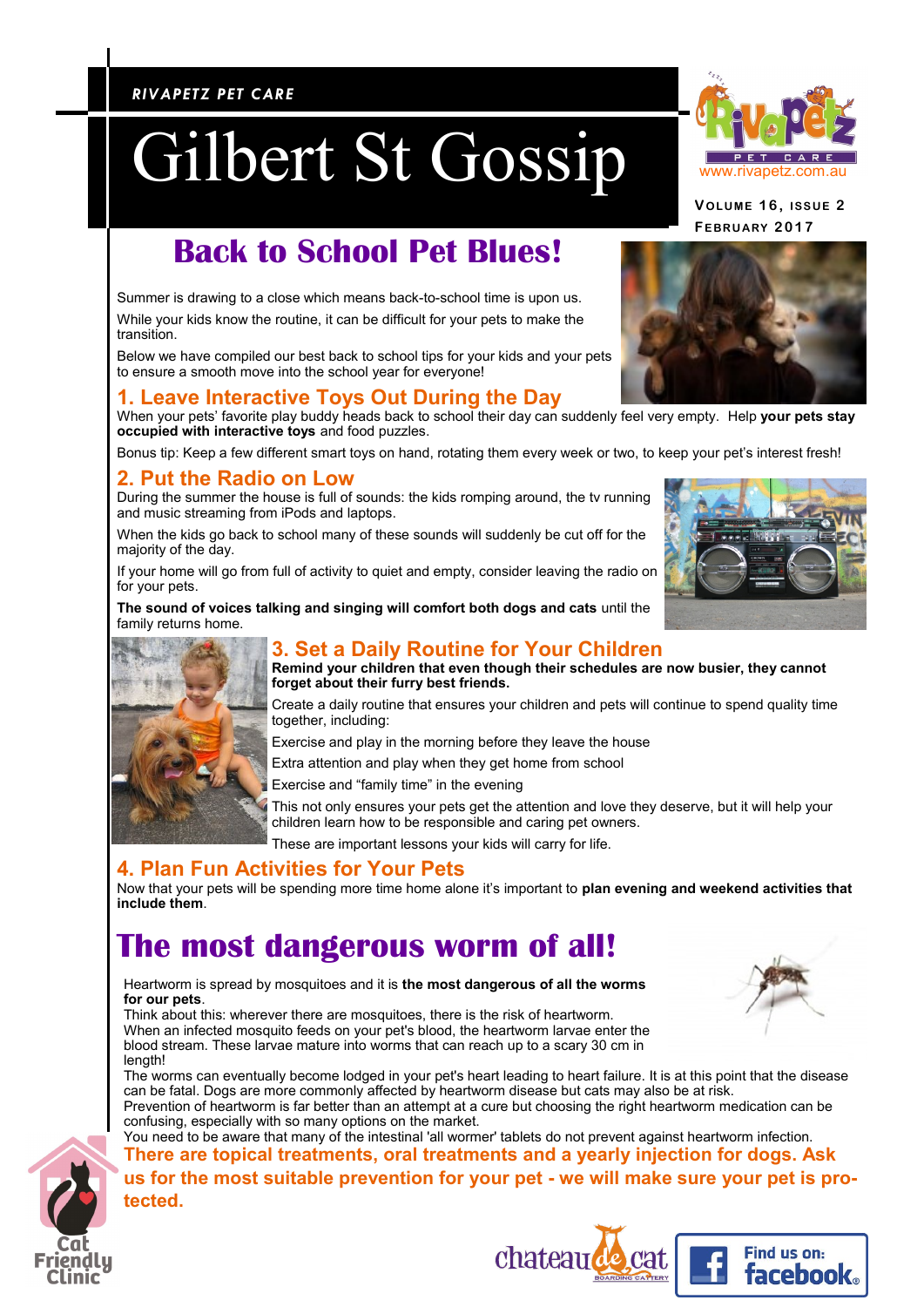RIVAPETZ PET CARE

# Gilbert St Gossip

www.rivapetz.com.au

VOLUME 16, ISSUE 2
FEBRUARY 2017

## Back to School Pet Blues!

Summer is drawing to a close which means back-to-school time is upon us.

While your kids know the routine, it can be difficult for your pets to make the transition.

Below we have compiled our best back to school tips for your kids and your pets to ensure a smooth move into the school year for everyone!

### 1. Leave Interactive Toys Out During the Day

When your pets' favorite play buddy heads back to school their day can suddenly feel very empty. Help **your pets stay occupied with interactive toys** and food puzzles.

Bonus tip: Keep a few different smart toys on hand, rotating them every week or two, to keep your pet's interest fresh!

### 2. Put the Radio on Low

During the summer the house is full of sounds: the kids romping around, the tv running and music streaming from iPods and laptops.

When the kids go back to school many of these sounds will suddenly be cut off for the majority of the day.

If your home will go from full of activity to quiet and empty, consider leaving the radio on for your pets.

**The sound of voices talking and singing will comfort both dogs and cats** until the family returns home.

### 3. Set a Daily Routine for Your Children

**Remind your children that even though their schedules are now busier, they cannot forget about their furry best friends.**

Create a daily routine that ensures your children and pets will continue to spend quality time together, including:

Exercise and play in the morning before they leave the house

Extra attention and play when they get home from school

Exercise and "family time" in the evening

This not only ensures your pets get the attention and love they deserve, but it will help your children learn how to be responsible and caring pet owners.

These are important lessons your kids will carry for life.

### 4. Plan Fun Activities for Your Pets

Now that your pets will be spending more time home alone it's important to **plan evening and weekend activities that include them**.

## The most dangerous worm of all!

Heartworm is spread by mosquitoes and it is **the most dangerous of all the worms for our pets**.

Think about this: wherever there are mosquitoes, there is the risk of heartworm.

When an infected mosquito feeds on your pet's blood, the heartworm larvae enter the blood stream. These larvae mature into worms that can reach up to a scary 30 cm in length!

The worms can eventually become lodged in your pet's heart leading to heart failure. It is at this point that the disease can be fatal. Dogs are more commonly affected by heartworm disease but cats may also be at risk.

Prevention of heartworm is far better than an attempt at a cure but choosing the right heartworm medication can be confusing, especially with so many options on the market.

You need to be aware that many of the intestinal 'all wormer' tablets do not prevent against heartworm infection.

**There are topical treatments, oral treatments and a yearly injection for dogs. Ask us for the most suitable prevention for your pet - we will make sure your pet is protected.**

Cat Friendly Clinic

chateau de cat BOARDING CATTERY

Find us on: facebook